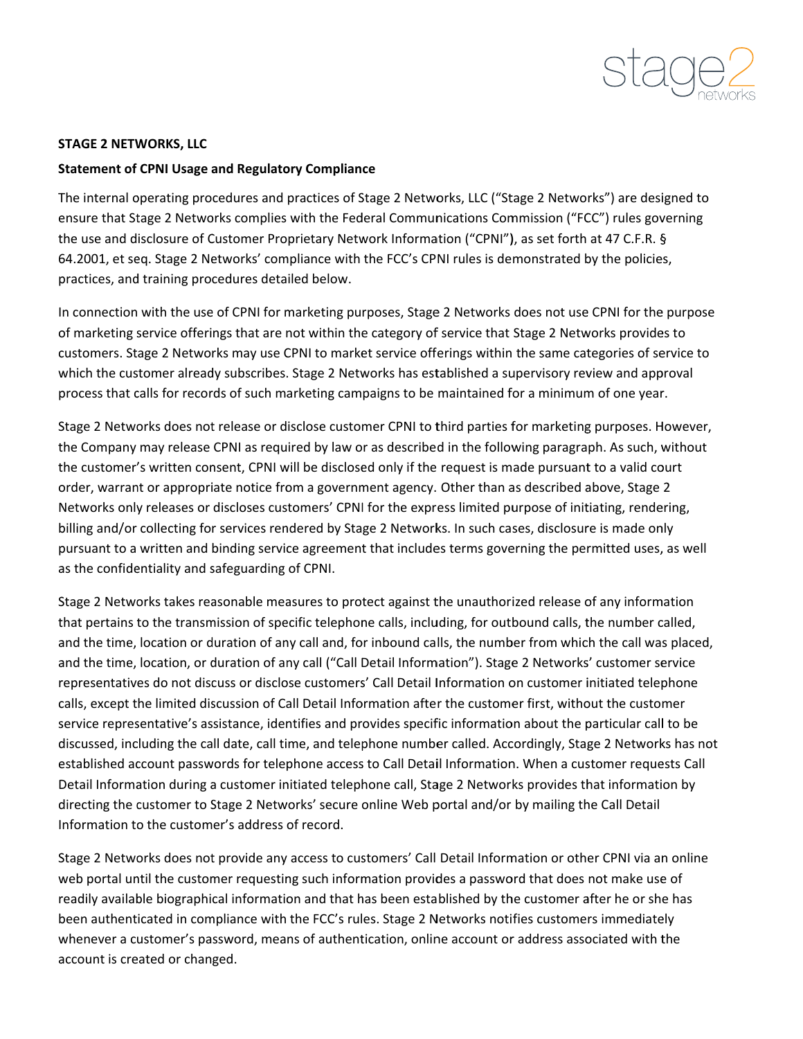**STAGE 2 NETWORKS, LLC**

**Statement of CPNI Usage and Regulatory Compliance**

The internal operating procedures and practices of Stage 2 Networks, LLC ("Stage 2 Networks") are designed to ensure that Stage 2 Networks complies with the Federal Communications Commission ("FCC") rules governing the use and disclosure of Customer Proprietary Network Information ("CPNI"), as set forth at 47 C.F.R. § 64.2001, et seq. Stage 2 Networks' compliance with the FCC's CPNI rules is demonstrated by the policies, practices, and training procedures detailed below.

In connection with the use of CPNI for marketing purposes, Stage 2 Networks does not use CPNI for the purpose of marketing service offerings that are not within the category of service that Stage 2 Networks provides to customers. Stage 2 Networks may use CPNI to market service offerings within the same categories of service to which the customer already subscribes. Stage 2 Networks has established a supervisory review and approval process that calls for records of such marketing campaigns to be maintained for a minimum of one year.

Stage 2 Networks does not release or disclose customer CPNI to third parties for marketing purposes. However, the Company may release CPNI as required by law or as described in the following paragraph. As such, without the customer's written consent, CPNI will be disclosed only if the request is made pursuant to a valid court order, warrant or appropriate notice from a government agency. Other than as described above, Stage 2 Networks only releases or discloses customers' CPNI for the express limited purpose of initiating, rendering, billing and/or collecting for services rendered by Stage 2 Networks. In such cases, disclosure is made only pursuant to a written and binding service agreement that includes terms governing the permitted uses, as well as the confidentiality and safeguarding of CPNI.

Stage 2 Networks takes reasonable measures to protect against the unauthorized release of any information that pertains to the transmission of specific telephone calls, including, for outbound calls, the number called, and the time, location or duration of any call and, for inbound calls, the number from which the call was placed, and the time, location, or duration of any call ("Call Detail Information"). Stage 2 Networks' customer service representatives do not discuss or disclose customers' Call Detail Information on customer initiated telephone calls, except the limited discussion of Call Detail Information after the customer first, without the customer service representative's assistance, identifies and provides specific information about the particular call to be discussed, including the call date, call time, and telephone number called. Accordingly, Stage 2 Networks has not established account passwords for telephone access to Call Detail Information. When a customer requests Call Detail Information during a customer initiated telephone call, Stage 2 Networks provides that information by directing the customer to Stage 2 Networks' secure online Web portal and/or by mailing the Call Detail Information to the customer's address of record.

Stage 2 Networks does not provide any access to customers' Call Detail Information or other CPNI via an online web portal until the customer requesting such information provides a password that does not make use of readily available biographical information and that has been established by the customer after he or she has been authenticated in compliance with the FCC's rules. Stage 2 Networks notifies customers immediately whenever a customer's password, means of authentication, online account or address associated with the account is created or changed.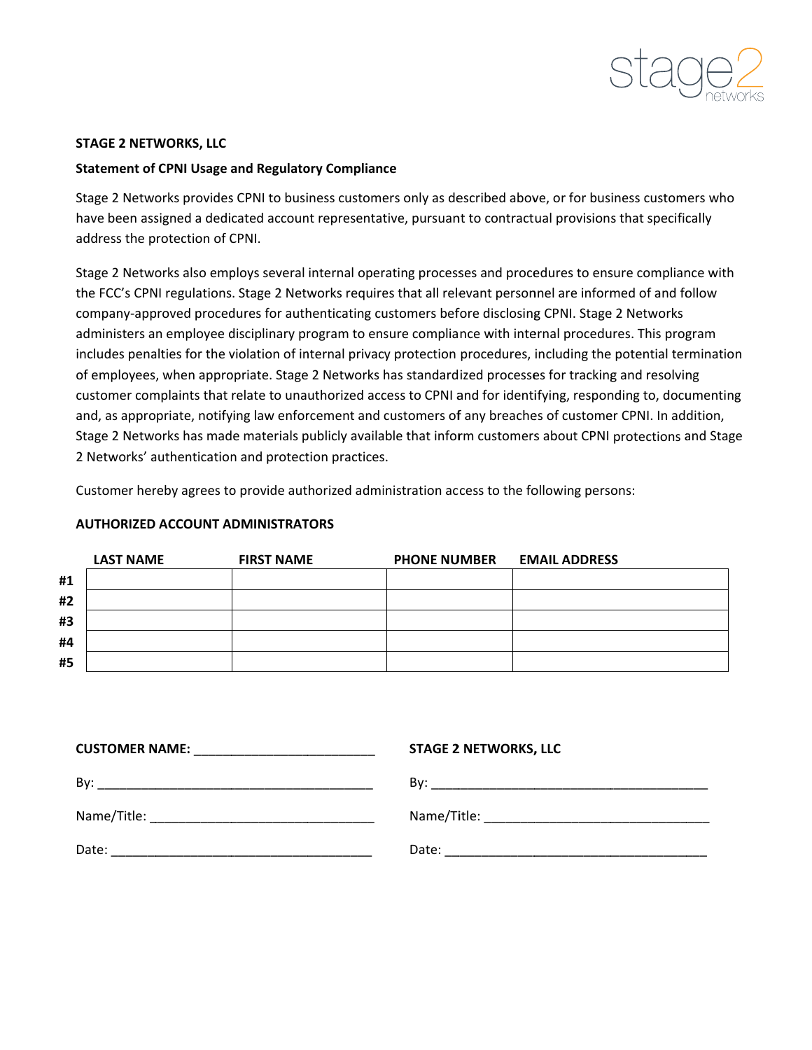**STAGE 2 NETWORKS, LLC**

**Statement of CPNI Usage and Regulatory Compliance**

Stage 2 Networks provides CPNI to business customers only as described above, or for business customers who have been assigned a dedicated account representative, pursuant to contractual provisions that specifically address the protection of CPNI.

Stage 2 Networks also employs several internal operating processes and procedures to ensure compliance with the FCC's CPNI regulations. Stage 2 Networks requires that all relevant personnel are informed of and follow company-approved procedures for authenticating customers before disclosing CPNI. Stage 2 Networks administers an employee disciplinary program to ensure compliance with internal procedures. This program includes penalties for the violation of internal privacy protection procedures, including the potential termination of employees, when appropriate. Stage 2 Networks has standardized processes for tracking and resolving customer complaints that relate to unauthorized access to CPNI and for identifying, responding to, documenting and, as appropriate, notifying law enforcement and customers of any breaches of customer CPNI. In addition, Stage 2 Networks has made materials publicly available that inform customers about CPNI protections and Stage 2 Networks' authentication and protection practices.

Customer hereby agrees to provide authorized administration access to the following persons:

**AUTHORIZED ACCOUNT ADMINISTRATORS**

| | LAST NAME | FIRST NAME | PHONE NUMBER | EMAIL ADDRESS |
|---|---|---|---|---|
| #1 | | | | |
| #2 | | | | |
| #3 | | | | |
| #4 | | | | |
| #5 | | | | |

**CUSTOMER NAME:** \_\_\_\_\_\_\_\_\_\_\_\_\_\_\_\_\_\_\_\_\_\_\_\_\_

By: \_\_\_\_\_\_\_\_\_\_\_\_\_\_\_\_\_\_\_\_\_\_\_\_\_\_\_\_\_\_\_\_\_\_\_\_\_\_

Name/Title: \_\_\_\_\_\_\_\_\_\_\_\_\_\_\_\_\_\_\_\_\_\_\_\_\_\_\_\_\_\_\_

Date: \_\_\_\_\_\_\_\_\_\_\_\_\_\_\_\_\_\_\_\_\_\_\_\_\_\_\_\_\_\_\_\_\_\_\_\_

**STAGE 2 NETWORKS, LLC**

By: \_\_\_\_\_\_\_\_\_\_\_\_\_\_\_\_\_\_\_\_\_\_\_\_\_\_\_\_\_\_\_\_\_\_\_\_\_\_

Name/Title: \_\_\_\_\_\_\_\_\_\_\_\_\_\_\_\_\_\_\_\_\_\_\_\_\_\_\_\_\_\_\_

Date: \_\_\_\_\_\_\_\_\_\_\_\_\_\_\_\_\_\_\_\_\_\_\_\_\_\_\_\_\_\_\_\_\_\_\_\_